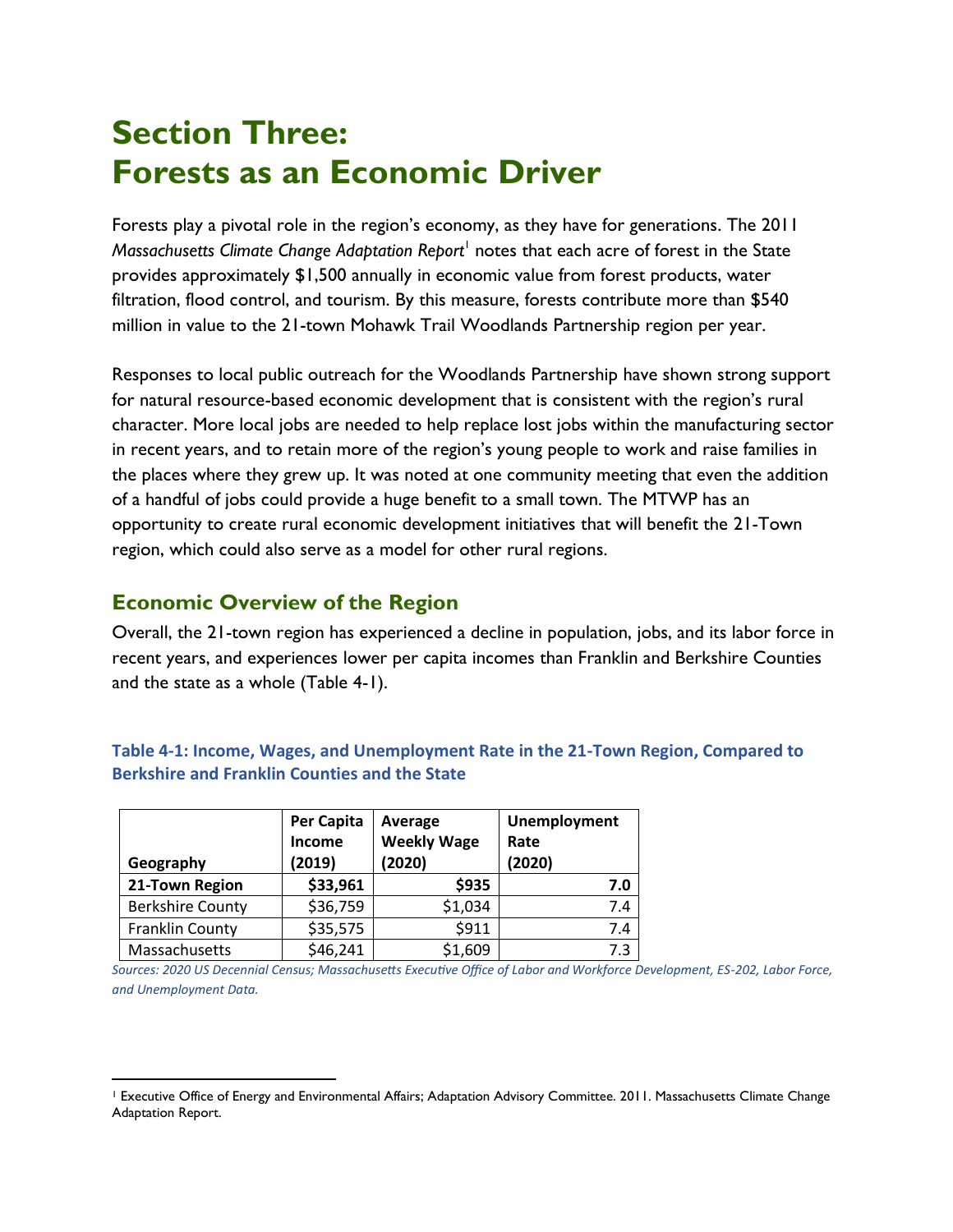# Section Three: Forests as an Economic Driver

Forests play a pivotal role in the region's economy, as they have for generations. The 2011 *Massachusetts Climate Change Adaptation Report*[1] notes that each acre of forest in the State provides approximately $1,500 annually in economic value from forest products, water filtration, flood control, and tourism. By this measure, forests contribute more than $540 million in value to the 21-town Mohawk Trail Woodlands Partnership region per year.

Responses to local public outreach for the Woodlands Partnership have shown strong support for natural resource-based economic development that is consistent with the region's rural character. More local jobs are needed to help replace lost jobs within the manufacturing sector in recent years, and to retain more of the region's young people to work and raise families in the places where they grew up. It was noted at one community meeting that even the addition of a handful of jobs could provide a huge benefit to a small town. The MTWP has an opportunity to create rural economic development initiatives that will benefit the 21-Town region, which could also serve as a model for other rural regions.

## Economic Overview of the Region

Overall, the 21-town region has experienced a decline in population, jobs, and its labor force in recent years, and experiences lower per capita incomes than Franklin and Berkshire Counties and the state as a whole (Table 4-1).

**Table 4-1: Income, Wages, and Unemployment Rate in the 21-Town Region, Compared to Berkshire and Franklin Counties and the State**

| Geography | Per Capita Income (2019) | Average Weekly Wage (2020) | Unemployment Rate (2020) |
|---|---|---|---|
| **21-Town Region** | **$33,961** | **$935** | **7.0** |
| Berkshire County | $36,759 | $1,034 | 7.4 |
| Franklin County | $35,575 | $911 | 7.4 |
| Massachusetts | $46,241 | $1,609 | 7.3 |

*Sources: 2020 US Decennial Census; Massachusetts Executive Office of Labor and Workforce Development, ES-202, Labor Force, and Unemployment Data.*

[1] Executive Office of Energy and Environmental Affairs; Adaptation Advisory Committee. 2011. Massachusetts Climate Change Adaptation Report.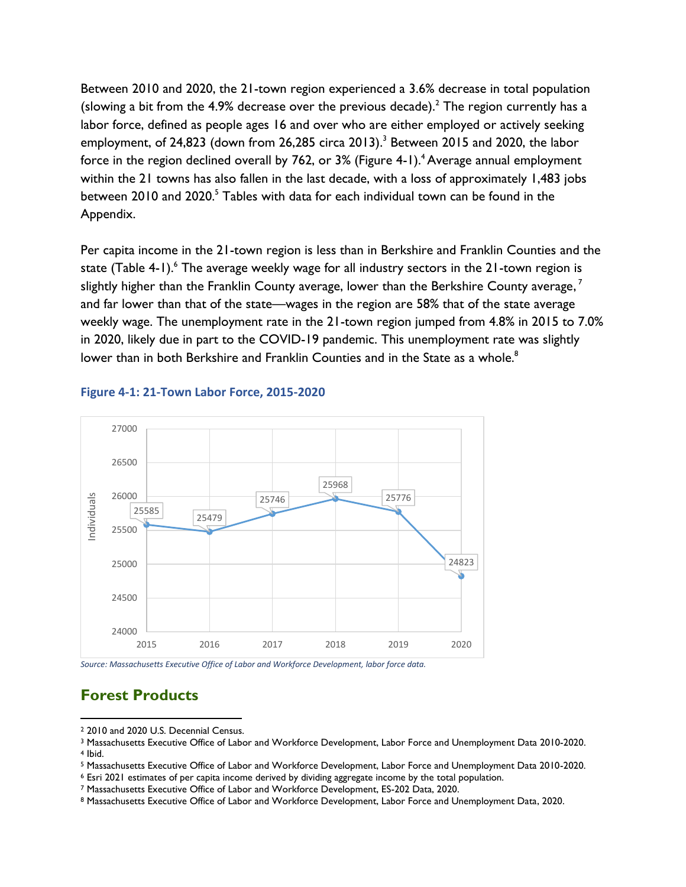Between 2010 and 2020, the 21-town region experienced a 3.6% decrease in total population (slowing a bit from the 4.9% decrease over the previous decade).[2] The region currently has a labor force, defined as people ages 16 and over who are either employed or actively seeking employment, of 24,823 (down from 26,285 circa 2013).[3] Between 2015 and 2020, the labor force in the region declined overall by 762, or 3% (Figure 4-1).[4] Average annual employment within the 21 towns has also fallen in the last decade, with a loss of approximately 1,483 jobs between 2010 and 2020.[5] Tables with data for each individual town can be found in the Appendix.

Per capita income in the 21-town region is less than in Berkshire and Franklin Counties and the state (Table 4-1).[6] The average weekly wage for all industry sectors in the 21-town region is slightly higher than the Franklin County average, lower than the Berkshire County average,[7] and far lower than that of the state—wages in the region are 58% that of the state average weekly wage. The unemployment rate in the 21-town region jumped from 4.8% in 2015 to 7.0% in 2020, likely due in part to the COVID-19 pandemic. This unemployment rate was slightly lower than in both Berkshire and Franklin Counties and in the State as a whole.[8]

**Figure 4-1: 21-Town Labor Force, 2015-2020**

Individuals

27000
26500
26000
25500
25000
24500
24000

2015 2016 2017 2018 2019 2020

25585
25479
25746
25968
25776
24823

*Source: Massachusetts Executive Office of Labor and Workforce Development, labor force data.*

## Forest Products

---

[2] 2010 and 2020 U.S. Decennial Census.

[3] Massachusetts Executive Office of Labor and Workforce Development, Labor Force and Unemployment Data 2010-2020.

[4] Ibid.

[5] Massachusetts Executive Office of Labor and Workforce Development, Labor Force and Unemployment Data 2010-2020.

[6] Esri 2021 estimates of per capita income derived by dividing aggregate income by the total population.

[7] Massachusetts Executive Office of Labor and Workforce Development, ES-202 Data, 2020.

[8] Massachusetts Executive Office of Labor and Workforce Development, Labor Force and Unemployment Data, 2020.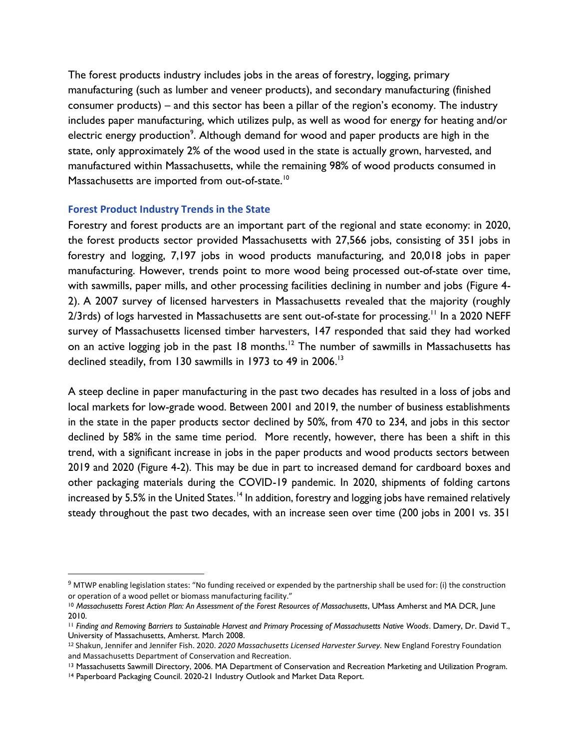The forest products industry includes jobs in the areas of forestry, logging, primary manufacturing (such as lumber and veneer products), and secondary manufacturing (finished consumer products) – and this sector has been a pillar of the region's economy. The industry includes paper manufacturing, which utilizes pulp, as well as wood for energy for heating and/or electric energy production[9]. Although demand for wood and paper products are high in the state, only approximately 2% of the wood used in the state is actually grown, harvested, and manufactured within Massachusetts, while the remaining 98% of wood products consumed in Massachusetts are imported from out-of-state.[10]

### Forest Product Industry Trends in the State

Forestry and forest products are an important part of the regional and state economy: in 2020, the forest products sector provided Massachusetts with 27,566 jobs, consisting of 351 jobs in forestry and logging, 7,197 jobs in wood products manufacturing, and 20,018 jobs in paper manufacturing. However, trends point to more wood being processed out-of-state over time, with sawmills, paper mills, and other processing facilities declining in number and jobs (Figure 4-2). A 2007 survey of licensed harvesters in Massachusetts revealed that the majority (roughly 2/3rds) of logs harvested in Massachusetts are sent out-of-state for processing.[11] In a 2020 NEFF survey of Massachusetts licensed timber harvesters, 147 responded that said they had worked on an active logging job in the past 18 months.[12] The number of sawmills in Massachusetts has declined steadily, from 130 sawmills in 1973 to 49 in 2006.[13]

A steep decline in paper manufacturing in the past two decades has resulted in a loss of jobs and local markets for low-grade wood. Between 2001 and 2019, the number of business establishments in the state in the paper products sector declined by 50%, from 470 to 234, and jobs in this sector declined by 58% in the same time period. More recently, however, there has been a shift in this trend, with a significant increase in jobs in the paper products and wood products sectors between 2019 and 2020 (Figure 4-2). This may be due in part to increased demand for cardboard boxes and other packaging materials during the COVID-19 pandemic. In 2020, shipments of folding cartons increased by 5.5% in the United States.[14] In addition, forestry and logging jobs have remained relatively steady throughout the past two decades, with an increase seen over time (200 jobs in 2001 vs. 351

---

[9] MTWP enabling legislation states: "No funding received or expended by the partnership shall be used for: (i) the construction or operation of a wood pellet or biomass manufacturing facility."

[10] *Massachusetts Forest Action Plan: An Assessment of the Forest Resources of Massachusetts*, UMass Amherst and MA DCR, June 2010.

[11] *Finding and Removing Barriers to Sustainable Harvest and Primary Processing of Massachusetts Native Woods*. Damery, Dr. David T., University of Massachusetts, Amherst. March 2008.

[12] Shakun, Jennifer and Jennifer Fish. 2020. *2020 Massachusetts Licensed Harvester Survey.* New England Forestry Foundation and Massachusetts Department of Conservation and Recreation.

[13] Massachusetts Sawmill Directory, 2006. MA Department of Conservation and Recreation Marketing and Utilization Program.

[14] Paperboard Packaging Council. 2020-21 Industry Outlook and Market Data Report.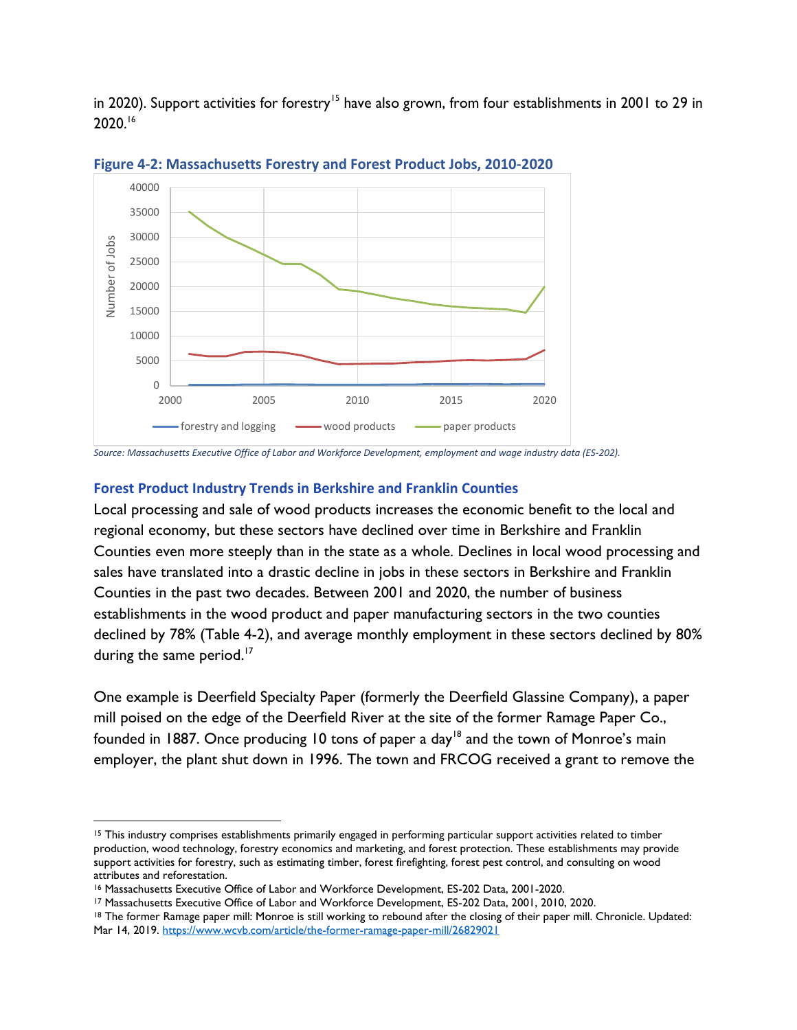in 2020). Support activities for forestry[15] have also grown, from four establishments in 2001 to 29 in 2020.[16]

### Figure 4-2: Massachusetts Forestry and Forest Product Jobs, 2010-2020

40000
35000
30000
25000
20000
15000
10000
5000
0

Number of Jobs

2000
2005
2010
2015
2020

forestry and logging
wood products
paper products

*Source: Massachusetts Executive Office of Labor and Workforce Development, employment and wage industry data (ES-202).*

### Forest Product Industry Trends in Berkshire and Franklin Counties

Local processing and sale of wood products increases the economic benefit to the local and regional economy, but these sectors have declined over time in Berkshire and Franklin Counties even more steeply than in the state as a whole. Declines in local wood processing and sales have translated into a drastic decline in jobs in these sectors in Berkshire and Franklin Counties in the past two decades. Between 2001 and 2020, the number of business establishments in the wood product and paper manufacturing sectors in the two counties declined by 78% (Table 4-2), and average monthly employment in these sectors declined by 80% during the same period.[17]

One example is Deerfield Specialty Paper (formerly the Deerfield Glassine Company), a paper mill poised on the edge of the Deerfield River at the site of the former Ramage Paper Co., founded in 1887. Once producing 10 tons of paper a day[18] and the town of Monroe's main employer, the plant shut down in 1996. The town and FRCOG received a grant to remove the

---

[15] This industry comprises establishments primarily engaged in performing particular support activities related to timber production, wood technology, forestry economics and marketing, and forest protection. These establishments may provide support activities for forestry, such as estimating timber, forest firefighting, forest pest control, and consulting on wood attributes and reforestation.

[16] Massachusetts Executive Office of Labor and Workforce Development, ES-202 Data, 2001-2020.

[17] Massachusetts Executive Office of Labor and Workforce Development, ES-202 Data, 2001, 2010, 2020.

[18] The former Ramage paper mill: Monroe is still working to rebound after the closing of their paper mill. Chronicle. Updated: Mar 14, 2019. https://www.wcvb.com/article/the-former-ramage-paper-mill/26829021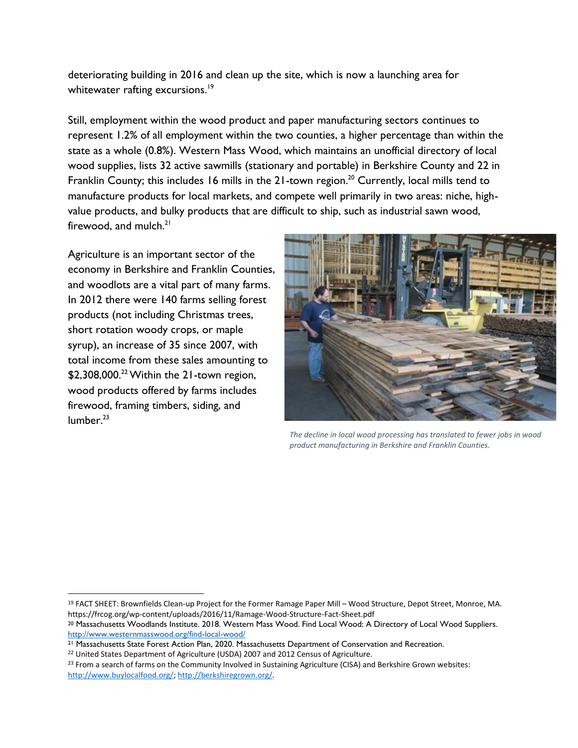deteriorating building in 2016 and clean up the site, which is now a launching area for whitewater rafting excursions.[19]

Still, employment within the wood product and paper manufacturing sectors continues to represent 1.2% of all employment within the two counties, a higher percentage than within the state as a whole (0.8%). Western Mass Wood, which maintains an unofficial directory of local wood supplies, lists 32 active sawmills (stationary and portable) in Berkshire County and 22 in Franklin County; this includes 16 mills in the 21-town region.[20] Currently, local mills tend to manufacture products for local markets, and compete well primarily in two areas: niche, high-value products, and bulky products that are difficult to ship, such as industrial sawn wood, firewood, and mulch.[21]

Agriculture is an important sector of the economy in Berkshire and Franklin Counties, and woodlots are a vital part of many farms. In 2012 there were 140 farms selling forest products (not including Christmas trees, short rotation woody crops, or maple syrup), an increase of 35 since 2007, with total income from these sales amounting to $2,308,000.[22] Within the 21-town region, wood products offered by farms includes firewood, framing timbers, siding, and lumber.[23]

*The decline in local wood processing has translated to fewer jobs in wood product manufacturing in Berkshire and Franklin Counties.*

---

[19] FACT SHEET: Brownfields Clean-up Project for the Former Ramage Paper Mill – Wood Structure, Depot Street, Monroe, MA. https://frcog.org/wp-content/uploads/2016/11/Ramage-Wood-Structure-Fact-Sheet.pdf

[20] Massachusetts Woodlands Institute. 2018. Western Mass Wood. Find Local Wood: A Directory of Local Wood Suppliers. http://www.westernmasswood.org/find-local-wood/

[21] Massachusetts State Forest Action Plan, 2020. Massachusetts Department of Conservation and Recreation.

[22] United States Department of Agriculture (USDA) 2007 and 2012 Census of Agriculture.

[23] From a search of farms on the Community Involved in Sustaining Agriculture (CISA) and Berkshire Grown websites: http://www.buylocalfood.org/; http://berkshiregrown.org/.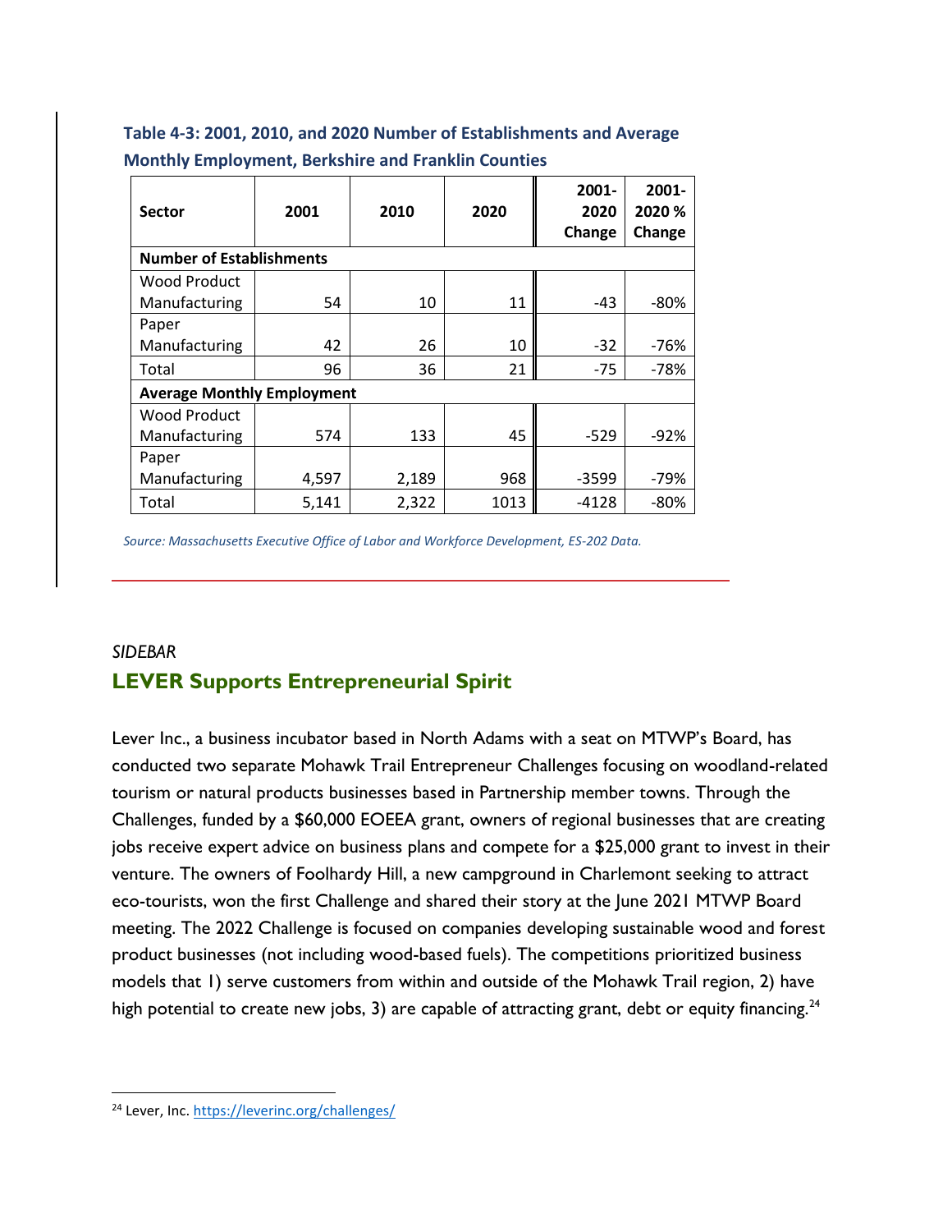**Table 4-3: 2001, 2010, and 2020 Number of Establishments and Average Monthly Employment, Berkshire and Franklin Counties**

| Sector | 2001 | 2010 | 2020 | 2001-2020 Change | 2001-2020 % Change |
|---|---|---|---|---|---|
| **Number of Establishments** | | | | | |
| Wood Product Manufacturing | 54 | 10 | 11 | -43 | -80% |
| Paper Manufacturing | 42 | 26 | 10 | -32 | -76% |
| Total | 96 | 36 | 21 | -75 | -78% |
| **Average Monthly Employment** | | | | | |
| Wood Product Manufacturing | 574 | 133 | 45 | -529 | -92% |
| Paper Manufacturing | 4,597 | 2,189 | 968 | -3599 | -79% |
| Total | 5,141 | 2,322 | 1013 | -4128 | -80% |

*Source: Massachusetts Executive Office of Labor and Workforce Development, ES-202 Data.*

*SIDEBAR*

## LEVER Supports Entrepreneurial Spirit

Lever Inc., a business incubator based in North Adams with a seat on MTWP's Board, has conducted two separate Mohawk Trail Entrepreneur Challenges focusing on woodland-related tourism or natural products businesses based in Partnership member towns. Through the Challenges, funded by a $60,000 EOEEA grant, owners of regional businesses that are creating jobs receive expert advice on business plans and compete for a $25,000 grant to invest in their venture. The owners of Foolhardy Hill, a new campground in Charlemont seeking to attract eco-tourists, won the first Challenge and shared their story at the June 2021 MTWP Board meeting. The 2022 Challenge is focused on companies developing sustainable wood and forest product businesses (not including wood-based fuels). The competitions prioritized business models that 1) serve customers from within and outside of the Mohawk Trail region, 2) have high potential to create new jobs, 3) are capable of attracting grant, debt or equity financing.[24]

[24] Lever, Inc. https://leverinc.org/challenges/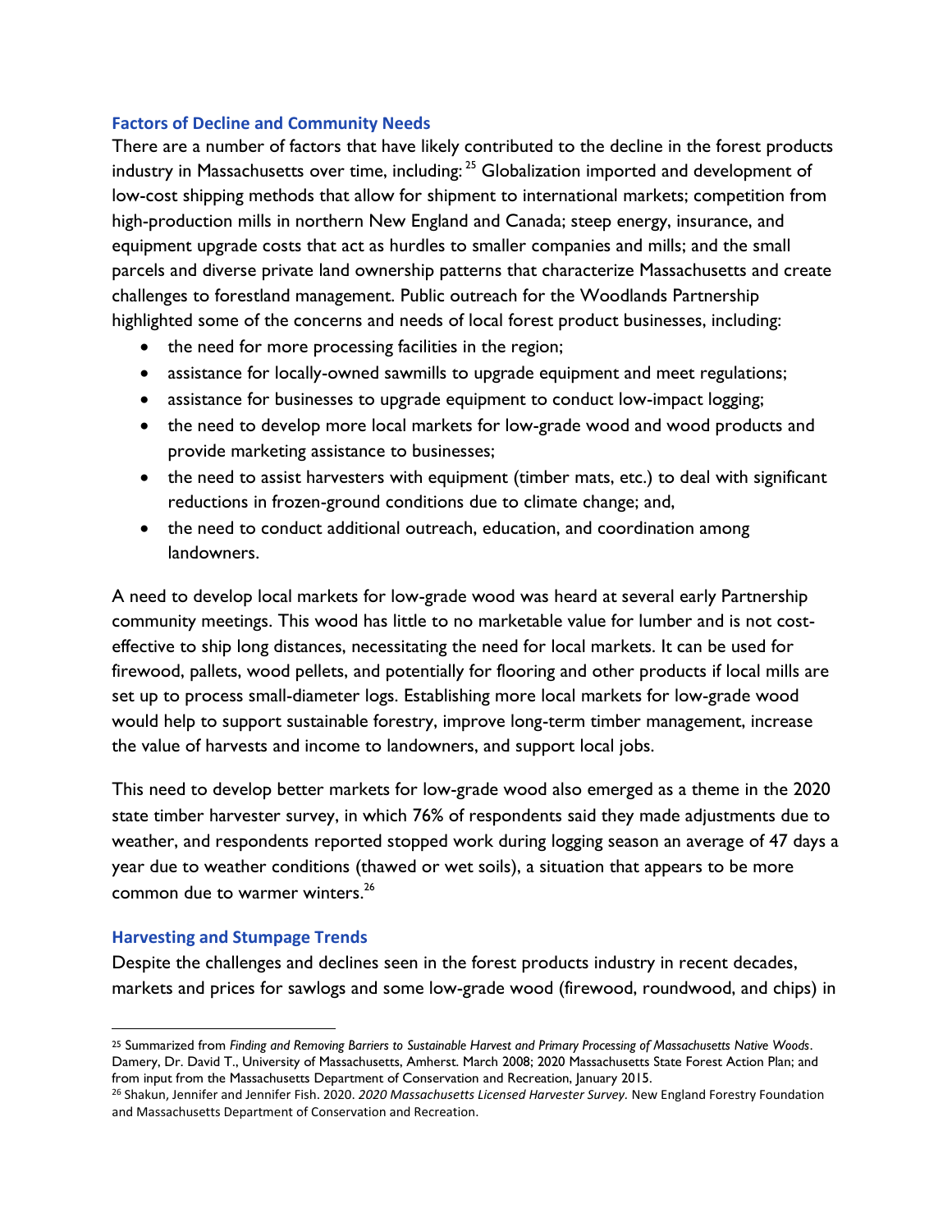### Factors of Decline and Community Needs

There are a number of factors that have likely contributed to the decline in the forest products industry in Massachusetts over time, including: [25] Globalization imported and development of low-cost shipping methods that allow for shipment to international markets; competition from high-production mills in northern New England and Canada; steep energy, insurance, and equipment upgrade costs that act as hurdles to smaller companies and mills; and the small parcels and diverse private land ownership patterns that characterize Massachusetts and create challenges to forestland management. Public outreach for the Woodlands Partnership highlighted some of the concerns and needs of local forest product businesses, including:

- the need for more processing facilities in the region;
- assistance for locally-owned sawmills to upgrade equipment and meet regulations;
- assistance for businesses to upgrade equipment to conduct low-impact logging;
- the need to develop more local markets for low-grade wood and wood products and provide marketing assistance to businesses;
- the need to assist harvesters with equipment (timber mats, etc.) to deal with significant reductions in frozen-ground conditions due to climate change; and,
- the need to conduct additional outreach, education, and coordination among landowners.

A need to develop local markets for low-grade wood was heard at several early Partnership community meetings. This wood has little to no marketable value for lumber and is not cost-effective to ship long distances, necessitating the need for local markets. It can be used for firewood, pallets, wood pellets, and potentially for flooring and other products if local mills are set up to process small-diameter logs. Establishing more local markets for low-grade wood would help to support sustainable forestry, improve long-term timber management, increase the value of harvests and income to landowners, and support local jobs.

This need to develop better markets for low-grade wood also emerged as a theme in the 2020 state timber harvester survey, in which 76% of respondents said they made adjustments due to weather, and respondents reported stopped work during logging season an average of 47 days a year due to weather conditions (thawed or wet soils), a situation that appears to be more common due to warmer winters.[26]

### Harvesting and Stumpage Trends

Despite the challenges and declines seen in the forest products industry in recent decades, markets and prices for sawlogs and some low-grade wood (firewood, roundwood, and chips) in

---

[25] Summarized from *Finding and Removing Barriers to Sustainable Harvest and Primary Processing of Massachusetts Native Woods*. Damery, Dr. David T., University of Massachusetts, Amherst. March 2008; 2020 Massachusetts State Forest Action Plan; and from input from the Massachusetts Department of Conservation and Recreation, January 2015.

[26] Shakun, Jennifer and Jennifer Fish. 2020. *2020 Massachusetts Licensed Harvester Survey.* New England Forestry Foundation and Massachusetts Department of Conservation and Recreation.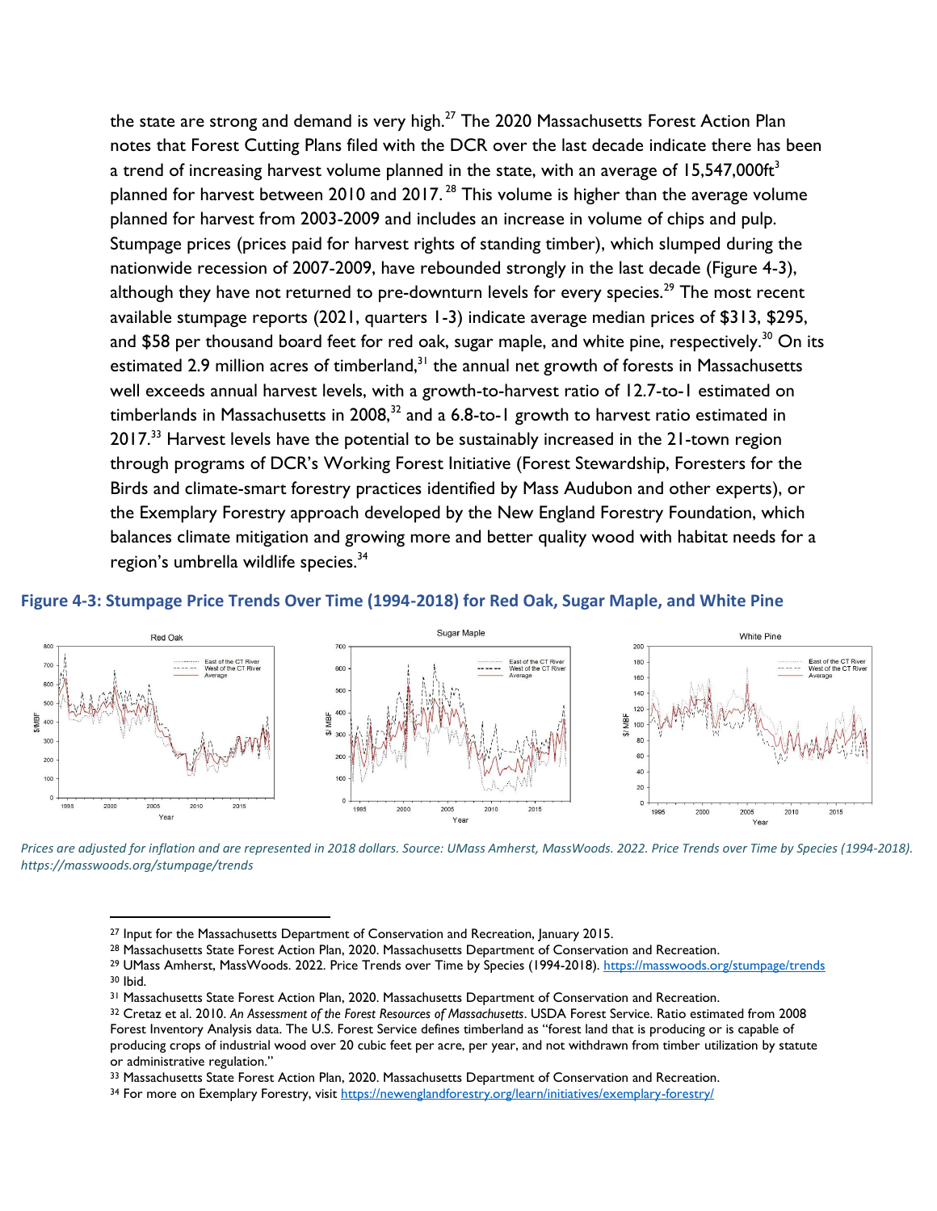the state are strong and demand is very high.[27] The 2020 Massachusetts Forest Action Plan notes that Forest Cutting Plans filed with the DCR over the last decade indicate there has been a trend of increasing harvest volume planned in the state, with an average of 15,547,000ft$^3$ planned for harvest between 2010 and 2017.[28] This volume is higher than the average volume planned for harvest from 2003-2009 and includes an increase in volume of chips and pulp. Stumpage prices (prices paid for harvest rights of standing timber), which slumped during the nationwide recession of 2007-2009, have rebounded strongly in the last decade (Figure 4-3), although they have not returned to pre-downturn levels for every species.[29] The most recent available stumpage reports (2021, quarters 1-3) indicate average median prices of $313, $295, and $58 per thousand board feet for red oak, sugar maple, and white pine, respectively.[30] On its estimated 2.9 million acres of timberland,[31] the annual net growth of forests in Massachusetts well exceeds annual harvest levels, with a growth-to-harvest ratio of 12.7-to-1 estimated on timberlands in Massachusetts in 2008,[32] and a 6.8-to-1 growth to harvest ratio estimated in 2017.[33] Harvest levels have the potential to be sustainably increased in the 21-town region through programs of DCR's Working Forest Initiative (Forest Stewardship, Foresters for the Birds and climate-smart forestry practices identified by Mass Audubon and other experts), or the Exemplary Forestry approach developed by the New England Forestry Foundation, which balances climate mitigation and growing more and better quality wood with habitat needs for a region's umbrella wildlife species.[34]

### Figure 4-3: Stumpage Price Trends Over Time (1994-2018) for Red Oak, Sugar Maple, and White Pine

Red Oak
$/MBF
800
700
600
500
400
300
200
100
0
1995 2000 2005 2010 2015
Year
East of the CT River
West of the CT River
Average

Sugar Maple
$/MBF
700
600
500
400
300
200
100
0
1995 2000 2005 2010 2015
Year
East of the CT River
West of the CT River
Average

White Pine
$/MBF
200
180
160
140
120
100
80
60
40
20
0
1995 2000 2005 2010 2015
Year
East of the CT River
West of the CT River
Average

*Prices are adjusted for inflation and are represented in 2018 dollars. Source: UMass Amherst, MassWoods. 2022. Price Trends over Time by Species (1994-2018). https://masswoods.org/stumpage/trends*

---

[27] Input for the Massachusetts Department of Conservation and Recreation, January 2015.

[28] Massachusetts State Forest Action Plan, 2020. Massachusetts Department of Conservation and Recreation.

[29] UMass Amherst, MassWoods. 2022. Price Trends over Time by Species (1994-2018). https://masswoods.org/stumpage/trends

[30] Ibid.

[31] Massachusetts State Forest Action Plan, 2020. Massachusetts Department of Conservation and Recreation.

[32] Cretaz et al. 2010. *An Assessment of the Forest Resources of Massachusetts*. USDA Forest Service. Ratio estimated from 2008 Forest Inventory Analysis data. The U.S. Forest Service defines timberland as "forest land that is producing or is capable of producing crops of industrial wood over 20 cubic feet per acre, per year, and not withdrawn from timber utilization by statute or administrative regulation."

[33] Massachusetts State Forest Action Plan, 2020. Massachusetts Department of Conservation and Recreation.

[34] For more on Exemplary Forestry, visit https://newenglandforestry.org/learn/initiatives/exemplary-forestry/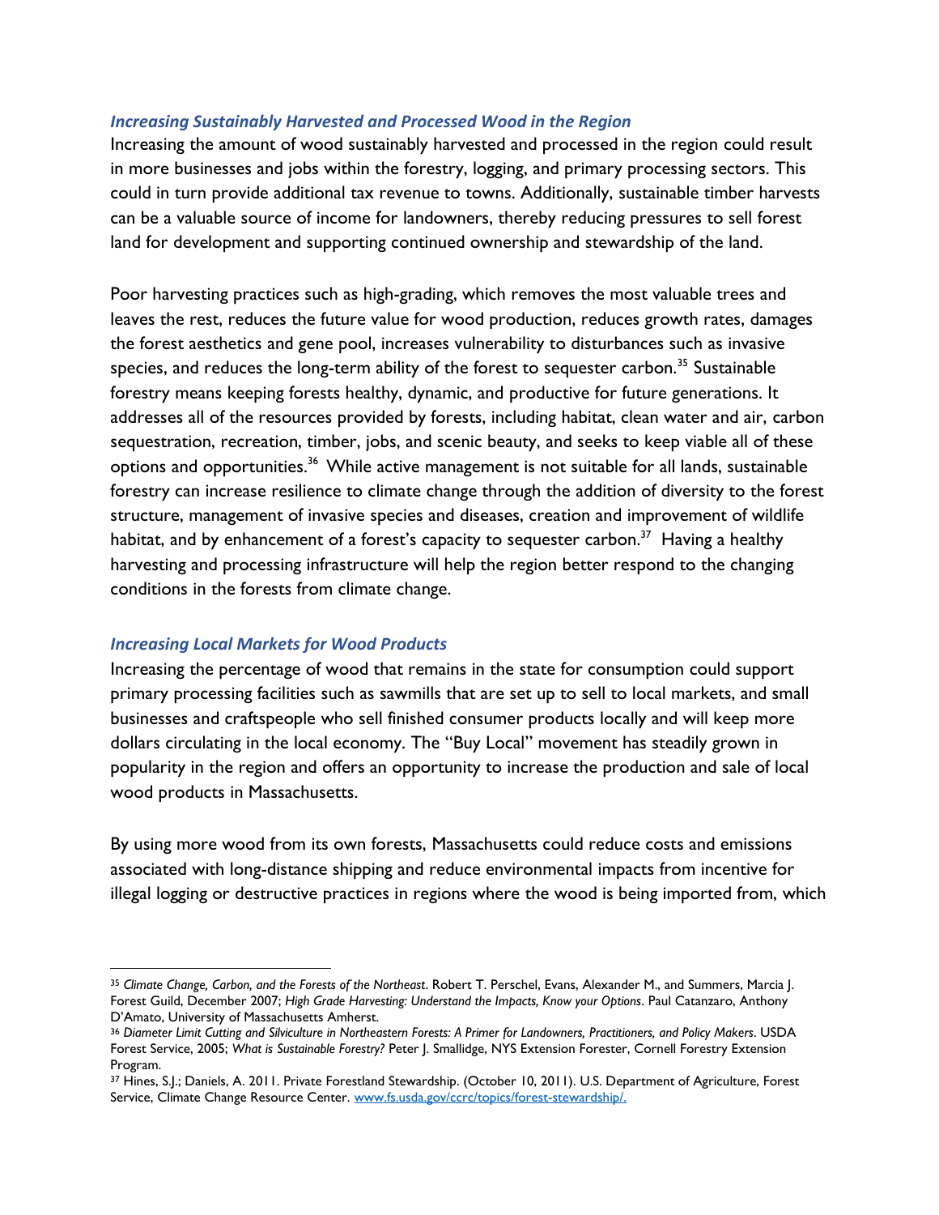### *Increasing Sustainably Harvested and Processed Wood in the Region*

Increasing the amount of wood sustainably harvested and processed in the region could result in more businesses and jobs within the forestry, logging, and primary processing sectors. This could in turn provide additional tax revenue to towns. Additionally, sustainable timber harvests can be a valuable source of income for landowners, thereby reducing pressures to sell forest land for development and supporting continued ownership and stewardship of the land.

Poor harvesting practices such as high-grading, which removes the most valuable trees and leaves the rest, reduces the future value for wood production, reduces growth rates, damages the forest aesthetics and gene pool, increases vulnerability to disturbances such as invasive species, and reduces the long-term ability of the forest to sequester carbon.[35] Sustainable forestry means keeping forests healthy, dynamic, and productive for future generations. It addresses all of the resources provided by forests, including habitat, clean water and air, carbon sequestration, recreation, timber, jobs, and scenic beauty, and seeks to keep viable all of these options and opportunities.[36] While active management is not suitable for all lands, sustainable forestry can increase resilience to climate change through the addition of diversity to the forest structure, management of invasive species and diseases, creation and improvement of wildlife habitat, and by enhancement of a forest's capacity to sequester carbon.[37] Having a healthy harvesting and processing infrastructure will help the region better respond to the changing conditions in the forests from climate change.

### *Increasing Local Markets for Wood Products*

Increasing the percentage of wood that remains in the state for consumption could support primary processing facilities such as sawmills that are set up to sell to local markets, and small businesses and craftspeople who sell finished consumer products locally and will keep more dollars circulating in the local economy. The "Buy Local" movement has steadily grown in popularity in the region and offers an opportunity to increase the production and sale of local wood products in Massachusetts.

By using more wood from its own forests, Massachusetts could reduce costs and emissions associated with long-distance shipping and reduce environmental impacts from incentive for illegal logging or destructive practices in regions where the wood is being imported from, which

---

[35] *Climate Change, Carbon, and the Forests of the Northeast*. Robert T. Perschel, Evans, Alexander M., and Summers, Marcia J. Forest Guild, December 2007; *High Grade Harvesting: Understand the Impacts, Know your Options*. Paul Catanzaro, Anthony D'Amato, University of Massachusetts Amherst.

[36] *Diameter Limit Cutting and Silviculture in Northeastern Forests: A Primer for Landowners, Practitioners, and Policy Makers*. USDA Forest Service, 2005; *What is Sustainable Forestry?* Peter J. Smallidge, NYS Extension Forester, Cornell Forestry Extension Program.

[37] Hines, S.J.; Daniels, A. 2011. Private Forestland Stewardship. (October 10, 2011). U.S. Department of Agriculture, Forest Service, Climate Change Resource Center. www.fs.usda.gov/ccrc/topics/forest-stewardship/.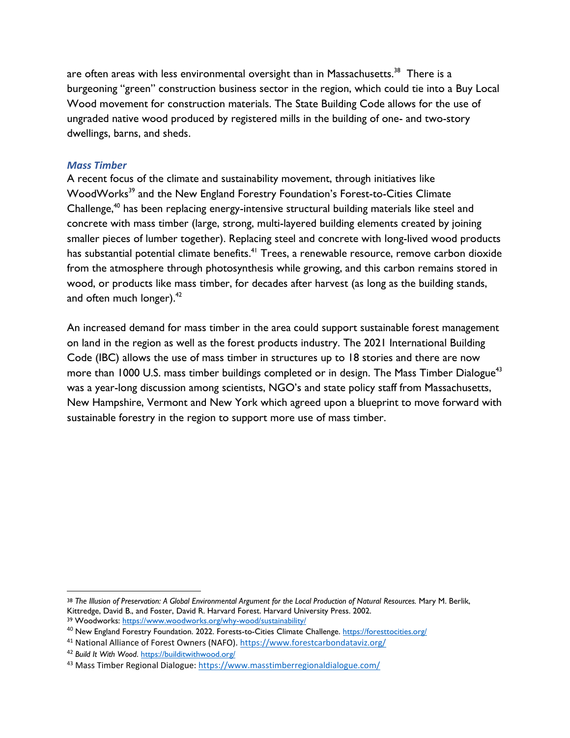are often areas with less environmental oversight than in Massachusetts.[38] There is a burgeoning "green" construction business sector in the region, which could tie into a Buy Local Wood movement for construction materials. The State Building Code allows for the use of ungraded native wood produced by registered mills in the building of one- and two-story dwellings, barns, and sheds.

### *Mass Timber*

A recent focus of the climate and sustainability movement, through initiatives like WoodWorks[39] and the New England Forestry Foundation's Forest-to-Cities Climate Challenge,[40] has been replacing energy-intensive structural building materials like steel and concrete with mass timber (large, strong, multi-layered building elements created by joining smaller pieces of lumber together). Replacing steel and concrete with long-lived wood products has substantial potential climate benefits.[41] Trees, a renewable resource, remove carbon dioxide from the atmosphere through photosynthesis while growing, and this carbon remains stored in wood, or products like mass timber, for decades after harvest (as long as the building stands, and often much longer).[42]

An increased demand for mass timber in the area could support sustainable forest management on land in the region as well as the forest products industry. The 2021 International Building Code (IBC) allows the use of mass timber in structures up to 18 stories and there are now more than 1000 U.S. mass timber buildings completed or in design. The Mass Timber Dialogue[43] was a year-long discussion among scientists, NGO's and state policy staff from Massachusetts, New Hampshire, Vermont and New York which agreed upon a blueprint to move forward with sustainable forestry in the region to support more use of mass timber.

---

[38] *The Illusion of Preservation: A Global Environmental Argument for the Local Production of Natural Resources.* Mary M. Berlik, Kittredge, David B., and Foster, David R. Harvard Forest. Harvard University Press. 2002.

[39] Woodworks: https://www.woodworks.org/why-wood/sustainability/

[40] New England Forestry Foundation. 2022. Forests-to-Cities Climate Challenge. https://foresttocities.org/

[41] National Alliance of Forest Owners (NAFO). https://www.forestcarbondataviz.org/

[42] *Build It With Wood*. https://builditwithwood.org/

[43] Mass Timber Regional Dialogue: https://www.masstimberregionaldialogue.com/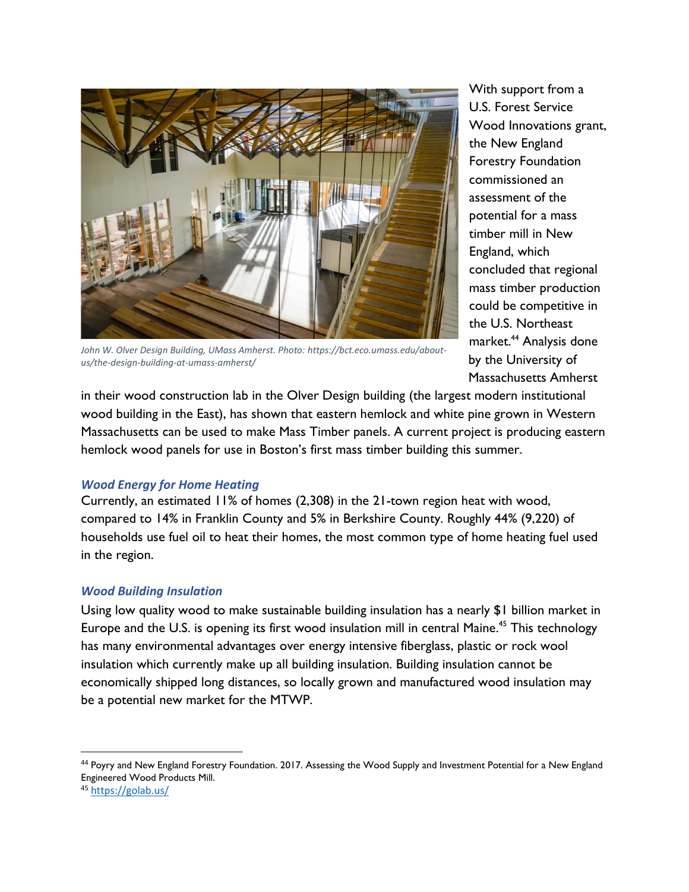John W. Olver Design Building, UMass Amherst. Photo: https://bct.eco.umass.edu/about-us/the-design-building-at-umass-amherst/

With support from a U.S. Forest Service Wood Innovations grant, the New England Forestry Foundation commissioned an assessment of the potential for a mass timber mill in New England, which concluded that regional mass timber production could be competitive in the U.S. Northeast market.[44] Analysis done by the University of Massachusetts Amherst in their wood construction lab in the Olver Design building (the largest modern institutional wood building in the East), has shown that eastern hemlock and white pine grown in Western Massachusetts can be used to make Mass Timber panels. A current project is producing eastern hemlock wood panels for use in Boston's first mass timber building this summer.

### *Wood Energy for Home Heating*

Currently, an estimated 11% of homes (2,308) in the 21-town region heat with wood, compared to 14% in Franklin County and 5% in Berkshire County. Roughly 44% (9,220) of households use fuel oil to heat their homes, the most common type of home heating fuel used in the region.

### *Wood Building Insulation*

Using low quality wood to make sustainable building insulation has a nearly $1 billion market in Europe and the U.S. is opening its first wood insulation mill in central Maine.[45] This technology has many environmental advantages over energy intensive fiberglass, plastic or rock wool insulation which currently make up all building insulation. Building insulation cannot be economically shipped long distances, so locally grown and manufactured wood insulation may be a potential new market for the MTWP.

---

[44] Poyry and New England Forestry Foundation. 2017. Assessing the Wood Supply and Investment Potential for a New England Engineered Wood Products Mill.

[45] https://golab.us/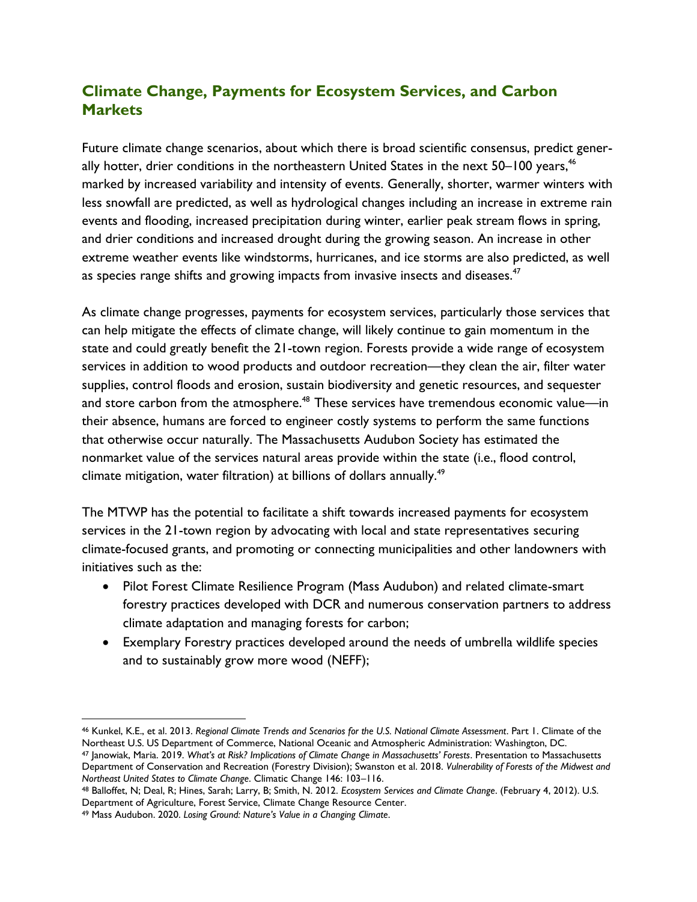## Climate Change, Payments for Ecosystem Services, and Carbon Markets

Future climate change scenarios, about which there is broad scientific consensus, predict generally hotter, drier conditions in the northeastern United States in the next 50–100 years,[46] marked by increased variability and intensity of events. Generally, shorter, warmer winters with less snowfall are predicted, as well as hydrological changes including an increase in extreme rain events and flooding, increased precipitation during winter, earlier peak stream flows in spring, and drier conditions and increased drought during the growing season. An increase in other extreme weather events like windstorms, hurricanes, and ice storms are also predicted, as well as species range shifts and growing impacts from invasive insects and diseases.[47]

As climate change progresses, payments for ecosystem services, particularly those services that can help mitigate the effects of climate change, will likely continue to gain momentum in the state and could greatly benefit the 21-town region. Forests provide a wide range of ecosystem services in addition to wood products and outdoor recreation—they clean the air, filter water supplies, control floods and erosion, sustain biodiversity and genetic resources, and sequester and store carbon from the atmosphere.[48] These services have tremendous economic value—in their absence, humans are forced to engineer costly systems to perform the same functions that otherwise occur naturally. The Massachusetts Audubon Society has estimated the nonmarket value of the services natural areas provide within the state (i.e., flood control, climate mitigation, water filtration) at billions of dollars annually.[49]

The MTWP has the potential to facilitate a shift towards increased payments for ecosystem services in the 21-town region by advocating with local and state representatives securing climate-focused grants, and promoting or connecting municipalities and other landowners with initiatives such as the:

- Pilot Forest Climate Resilience Program (Mass Audubon) and related climate-smart forestry practices developed with DCR and numerous conservation partners to address climate adaptation and managing forests for carbon;
- Exemplary Forestry practices developed around the needs of umbrella wildlife species and to sustainably grow more wood (NEFF);

---

[46] Kunkel, K.E., et al. 2013. *Regional Climate Trends and Scenarios for the U.S. National Climate Assessment*. Part 1. Climate of the Northeast U.S. US Department of Commerce, National Oceanic and Atmospheric Administration: Washington, DC.

[47] Janowiak, Maria. 2019. *What's at Risk? Implications of Climate Change in Massachusetts' Forests*. Presentation to Massachusetts Department of Conservation and Recreation (Forestry Division); Swanston et al. 2018. *Vulnerability of Forests of the Midwest and Northeast United States to Climate Change*. Climatic Change 146: 103–116.

[48] Balloffet, N; Deal, R; Hines, Sarah; Larry, B; Smith, N. 2012. *Ecosystem Services and Climate Change*. (February 4, 2012). U.S. Department of Agriculture, Forest Service, Climate Change Resource Center.

[49] Mass Audubon. 2020. *Losing Ground: Nature's Value in a Changing Climate*.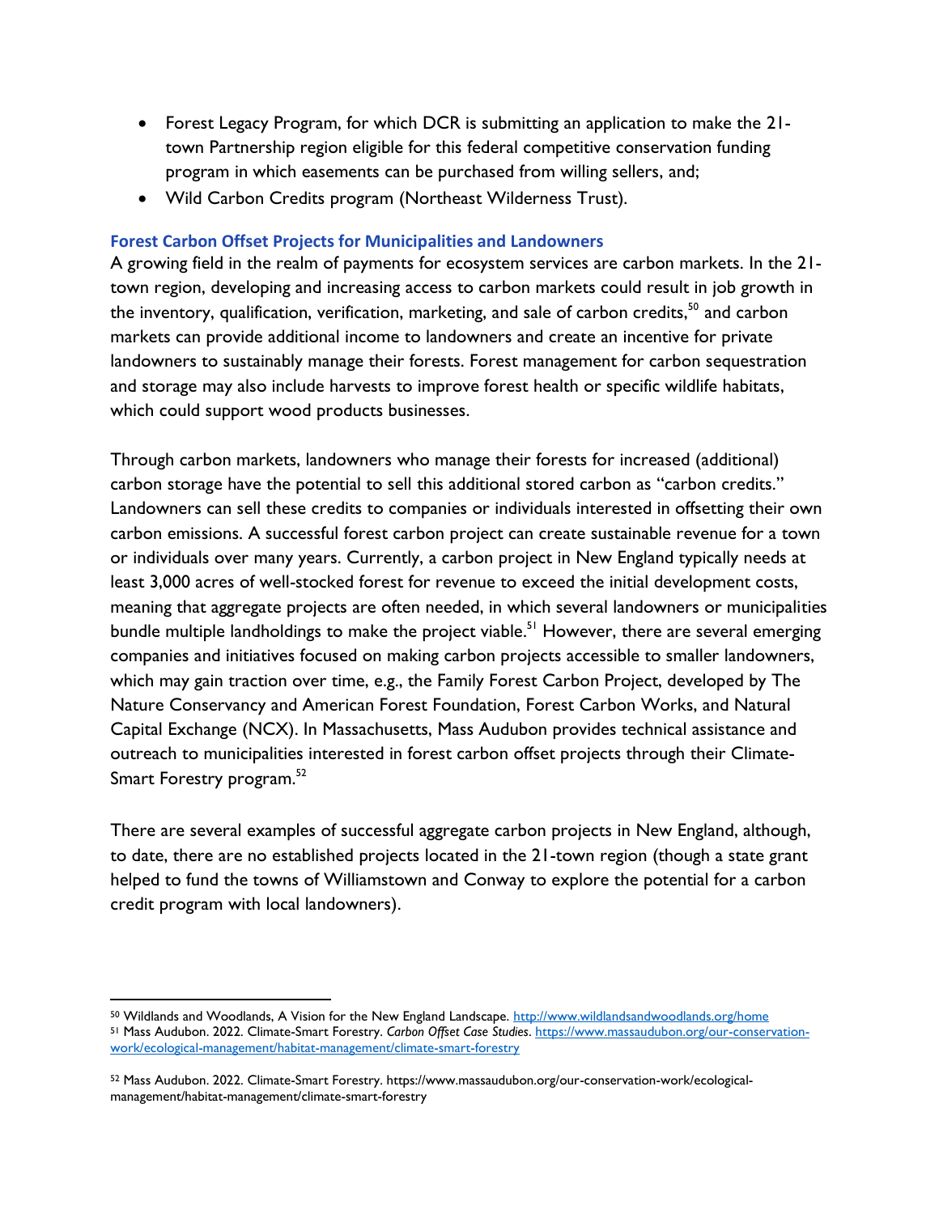- Forest Legacy Program, for which DCR is submitting an application to make the 21-town Partnership region eligible for this federal competitive conservation funding program in which easements can be purchased from willing sellers, and;
- Wild Carbon Credits program (Northeast Wilderness Trust).

### Forest Carbon Offset Projects for Municipalities and Landowners

A growing field in the realm of payments for ecosystem services are carbon markets. In the 21-town region, developing and increasing access to carbon markets could result in job growth in the inventory, qualification, verification, marketing, and sale of carbon credits,[50] and carbon markets can provide additional income to landowners and create an incentive for private landowners to sustainably manage their forests. Forest management for carbon sequestration and storage may also include harvests to improve forest health or specific wildlife habitats, which could support wood products businesses.

Through carbon markets, landowners who manage their forests for increased (additional) carbon storage have the potential to sell this additional stored carbon as "carbon credits." Landowners can sell these credits to companies or individuals interested in offsetting their own carbon emissions. A successful forest carbon project can create sustainable revenue for a town or individuals over many years. Currently, a carbon project in New England typically needs at least 3,000 acres of well-stocked forest for revenue to exceed the initial development costs, meaning that aggregate projects are often needed, in which several landowners or municipalities bundle multiple landholdings to make the project viable.[51] However, there are several emerging companies and initiatives focused on making carbon projects accessible to smaller landowners, which may gain traction over time, e.g., the Family Forest Carbon Project, developed by The Nature Conservancy and American Forest Foundation, Forest Carbon Works, and Natural Capital Exchange (NCX). In Massachusetts, Mass Audubon provides technical assistance and outreach to municipalities interested in forest carbon offset projects through their Climate-Smart Forestry program.[52]

There are several examples of successful aggregate carbon projects in New England, although, to date, there are no established projects located in the 21-town region (though a state grant helped to fund the towns of Williamstown and Conway to explore the potential for a carbon credit program with local landowners).

---

[50] Wildlands and Woodlands, A Vision for the New England Landscape. http://www.wildlandsandwoodlands.org/home

[51] Mass Audubon. 2022. Climate-Smart Forestry. *Carbon Offset Case Studies*. https://www.massaudubon.org/our-conservation-work/ecological-management/habitat-management/climate-smart-forestry

[52] Mass Audubon. 2022. Climate-Smart Forestry. https://www.massaudubon.org/our-conservation-work/ecological-management/habitat-management/climate-smart-forestry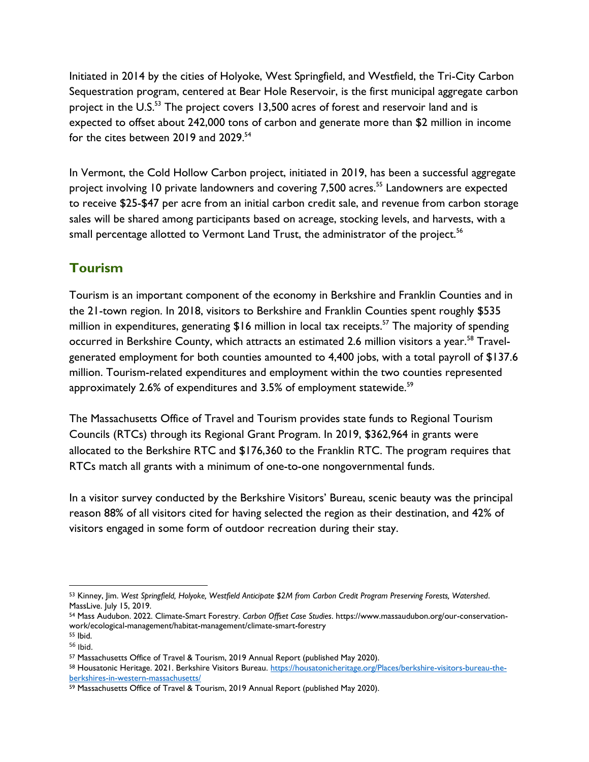Initiated in 2014 by the cities of Holyoke, West Springfield, and Westfield, the Tri-City Carbon Sequestration program, centered at Bear Hole Reservoir, is the first municipal aggregate carbon project in the U.S.[53] The project covers 13,500 acres of forest and reservoir land and is expected to offset about 242,000 tons of carbon and generate more than $2 million in income for the cites between 2019 and 2029.[54]

In Vermont, the Cold Hollow Carbon project, initiated in 2019, has been a successful aggregate project involving 10 private landowners and covering 7,500 acres.[55] Landowners are expected to receive $25-$47 per acre from an initial carbon credit sale, and revenue from carbon storage sales will be shared among participants based on acreage, stocking levels, and harvests, with a small percentage allotted to Vermont Land Trust, the administrator of the project.[56]

## Tourism

Tourism is an important component of the economy in Berkshire and Franklin Counties and in the 21-town region. In 2018, visitors to Berkshire and Franklin Counties spent roughly $535 million in expenditures, generating $16 million in local tax receipts.[57] The majority of spending occurred in Berkshire County, which attracts an estimated 2.6 million visitors a year.[58] Travel-generated employment for both counties amounted to 4,400 jobs, with a total payroll of $137.6 million. Tourism-related expenditures and employment within the two counties represented approximately 2.6% of expenditures and 3.5% of employment statewide.[59]

The Massachusetts Office of Travel and Tourism provides state funds to Regional Tourism Councils (RTCs) through its Regional Grant Program. In 2019, $362,964 in grants were allocated to the Berkshire RTC and $176,360 to the Franklin RTC. The program requires that RTCs match all grants with a minimum of one-to-one nongovernmental funds.

In a visitor survey conducted by the Berkshire Visitors' Bureau, scenic beauty was the principal reason 88% of all visitors cited for having selected the region as their destination, and 42% of visitors engaged in some form of outdoor recreation during their stay.

---

[53] Kinney, Jim. *West Springfield, Holyoke, Westfield Anticipate $2M from Carbon Credit Program Preserving Forests, Watershed*. MassLive. July 15, 2019.

[54] Mass Audubon. 2022. Climate-Smart Forestry. *Carbon Offset Case Studies*. https://www.massaudubon.org/our-conservation-work/ecological-management/habitat-management/climate-smart-forestry

[55] Ibid.

[56] Ibid.

[57] Massachusetts Office of Travel & Tourism, 2019 Annual Report (published May 2020).

[58] Housatonic Heritage. 2021. Berkshire Visitors Bureau. https://housatonicheritage.org/Places/berkshire-visitors-bureau-the-berkshires-in-western-massachusetts/

[59] Massachusetts Office of Travel & Tourism, 2019 Annual Report (published May 2020).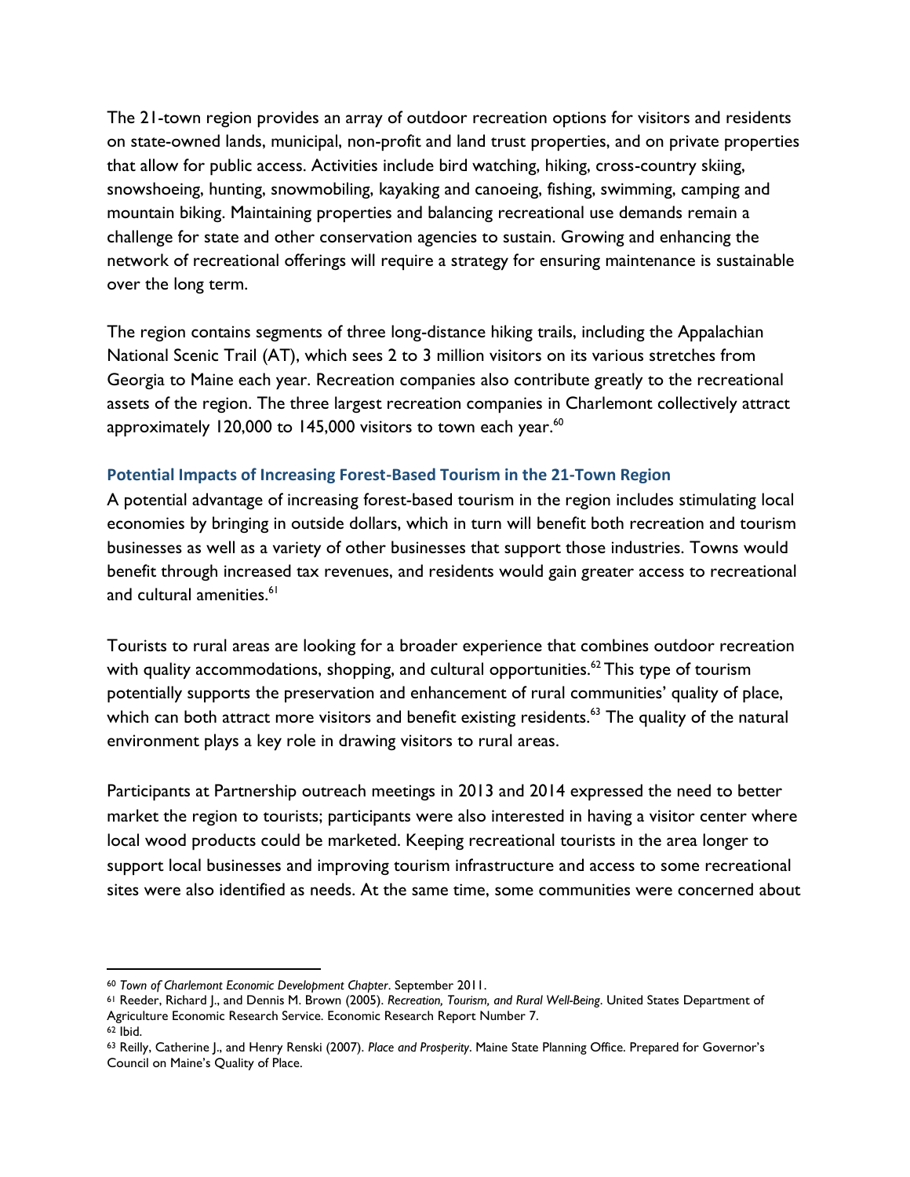The 21-town region provides an array of outdoor recreation options for visitors and residents on state-owned lands, municipal, non-profit and land trust properties, and on private properties that allow for public access. Activities include bird watching, hiking, cross-country skiing, snowshoeing, hunting, snowmobiling, kayaking and canoeing, fishing, swimming, camping and mountain biking. Maintaining properties and balancing recreational use demands remain a challenge for state and other conservation agencies to sustain. Growing and enhancing the network of recreational offerings will require a strategy for ensuring maintenance is sustainable over the long term.

The region contains segments of three long-distance hiking trails, including the Appalachian National Scenic Trail (AT), which sees 2 to 3 million visitors on its various stretches from Georgia to Maine each year. Recreation companies also contribute greatly to the recreational assets of the region. The three largest recreation companies in Charlemont collectively attract approximately 120,000 to 145,000 visitors to town each year.[60]

### Potential Impacts of Increasing Forest-Based Tourism in the 21-Town Region

A potential advantage of increasing forest-based tourism in the region includes stimulating local economies by bringing in outside dollars, which in turn will benefit both recreation and tourism businesses as well as a variety of other businesses that support those industries. Towns would benefit through increased tax revenues, and residents would gain greater access to recreational and cultural amenities.[61]

Tourists to rural areas are looking for a broader experience that combines outdoor recreation with quality accommodations, shopping, and cultural opportunities.[62] This type of tourism potentially supports the preservation and enhancement of rural communities' quality of place, which can both attract more visitors and benefit existing residents.[63] The quality of the natural environment plays a key role in drawing visitors to rural areas.

Participants at Partnership outreach meetings in 2013 and 2014 expressed the need to better market the region to tourists; participants were also interested in having a visitor center where local wood products could be marketed. Keeping recreational tourists in the area longer to support local businesses and improving tourism infrastructure and access to some recreational sites were also identified as needs. At the same time, some communities were concerned about

---

[60] *Town of Charlemont Economic Development Chapter*. September 2011.

[61] Reeder, Richard J., and Dennis M. Brown (2005). *Recreation, Tourism, and Rural Well-Being*. United States Department of Agriculture Economic Research Service. Economic Research Report Number 7.

[62] Ibid.

[63] Reilly, Catherine J., and Henry Renski (2007). *Place and Prosperity*. Maine State Planning Office. Prepared for Governor's Council on Maine's Quality of Place.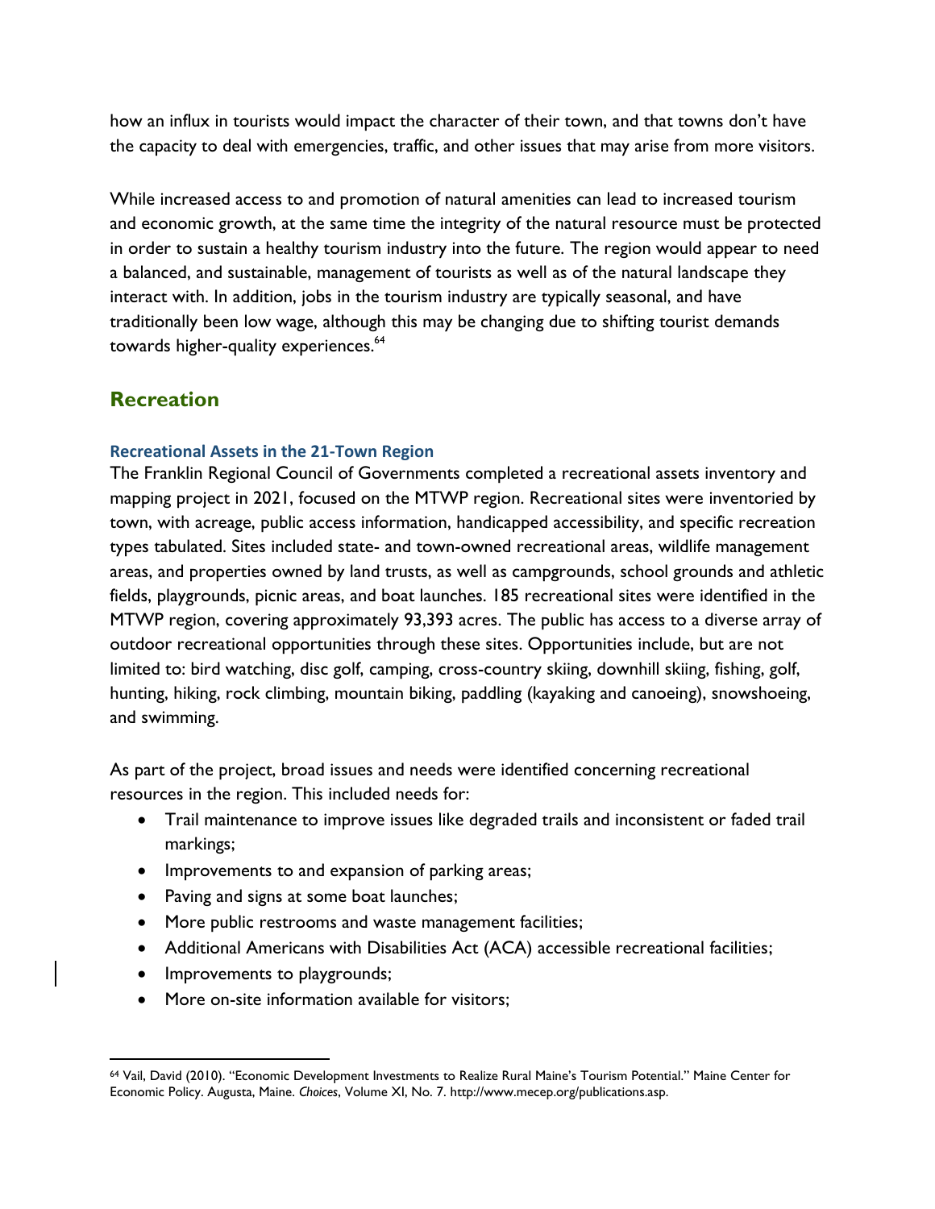how an influx in tourists would impact the character of their town, and that towns don't have the capacity to deal with emergencies, traffic, and other issues that may arise from more visitors.

While increased access to and promotion of natural amenities can lead to increased tourism and economic growth, at the same time the integrity of the natural resource must be protected in order to sustain a healthy tourism industry into the future. The region would appear to need a balanced, and sustainable, management of tourists as well as of the natural landscape they interact with. In addition, jobs in the tourism industry are typically seasonal, and have traditionally been low wage, although this may be changing due to shifting tourist demands towards higher-quality experiences.[64]

## Recreation

### Recreational Assets in the 21-Town Region

The Franklin Regional Council of Governments completed a recreational assets inventory and mapping project in 2021, focused on the MTWP region. Recreational sites were inventoried by town, with acreage, public access information, handicapped accessibility, and specific recreation types tabulated. Sites included state- and town-owned recreational areas, wildlife management areas, and properties owned by land trusts, as well as campgrounds, school grounds and athletic fields, playgrounds, picnic areas, and boat launches. 185 recreational sites were identified in the MTWP region, covering approximately 93,393 acres. The public has access to a diverse array of outdoor recreational opportunities through these sites. Opportunities include, but are not limited to: bird watching, disc golf, camping, cross-country skiing, downhill skiing, fishing, golf, hunting, hiking, rock climbing, mountain biking, paddling (kayaking and canoeing), snowshoeing, and swimming.

As part of the project, broad issues and needs were identified concerning recreational resources in the region. This included needs for:

- Trail maintenance to improve issues like degraded trails and inconsistent or faded trail markings;
- Improvements to and expansion of parking areas;
- Paving and signs at some boat launches;
- More public restrooms and waste management facilities;
- Additional Americans with Disabilities Act (ACA) accessible recreational facilities;
- Improvements to playgrounds;
- More on-site information available for visitors;

[64] Vail, David (2010). "Economic Development Investments to Realize Rural Maine's Tourism Potential." Maine Center for Economic Policy. Augusta, Maine. *Choices*, Volume XI, No. 7. http://www.mecep.org/publications.asp.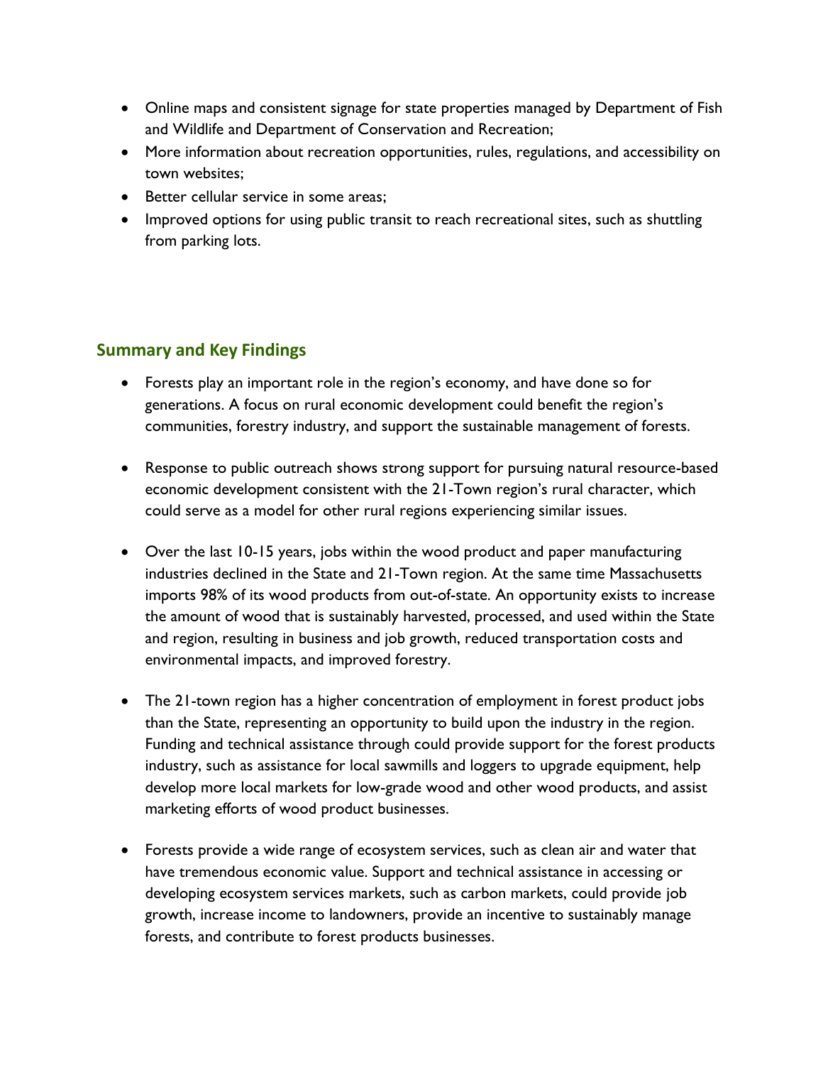- Online maps and consistent signage for state properties managed by Department of Fish and Wildlife and Department of Conservation and Recreation;
- More information about recreation opportunities, rules, regulations, and accessibility on town websites;
- Better cellular service in some areas;
- Improved options for using public transit to reach recreational sites, such as shuttling from parking lots.

## Summary and Key Findings

- Forests play an important role in the region's economy, and have done so for generations. A focus on rural economic development could benefit the region's communities, forestry industry, and support the sustainable management of forests.

- Response to public outreach shows strong support for pursuing natural resource-based economic development consistent with the 21-Town region's rural character, which could serve as a model for other rural regions experiencing similar issues.

- Over the last 10-15 years, jobs within the wood product and paper manufacturing industries declined in the State and 21-Town region. At the same time Massachusetts imports 98% of its wood products from out-of-state. An opportunity exists to increase the amount of wood that is sustainably harvested, processed, and used within the State and region, resulting in business and job growth, reduced transportation costs and environmental impacts, and improved forestry.

- The 21-town region has a higher concentration of employment in forest product jobs than the State, representing an opportunity to build upon the industry in the region. Funding and technical assistance through could provide support for the forest products industry, such as assistance for local sawmills and loggers to upgrade equipment, help develop more local markets for low-grade wood and other wood products, and assist marketing efforts of wood product businesses.

- Forests provide a wide range of ecosystem services, such as clean air and water that have tremendous economic value. Support and technical assistance in accessing or developing ecosystem services markets, such as carbon markets, could provide job growth, increase income to landowners, provide an incentive to sustainably manage forests, and contribute to forest products businesses.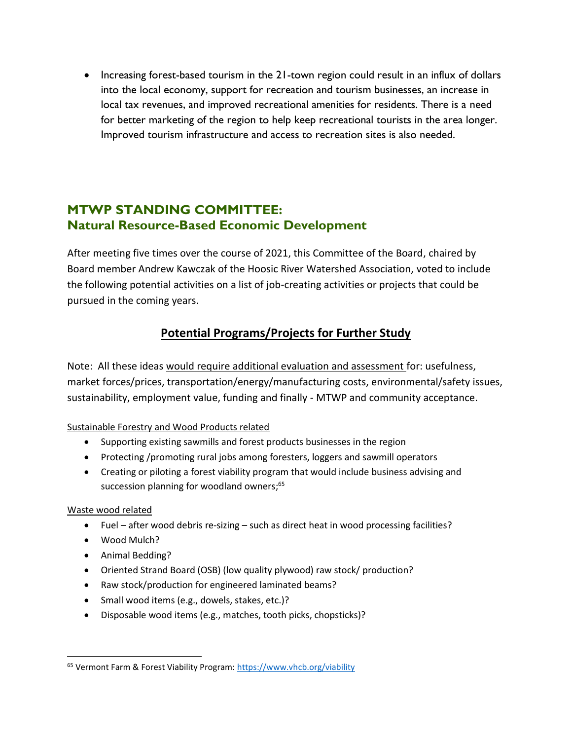- Increasing forest-based tourism in the 21-town region could result in an influx of dollars into the local economy, support for recreation and tourism businesses, an increase in local tax revenues, and improved recreational amenities for residents. There is a need for better marketing of the region to help keep recreational tourists in the area longer. Improved tourism infrastructure and access to recreation sites is also needed.

## MTWP STANDING COMMITTEE:
## Natural Resource-Based Economic Development

After meeting five times over the course of 2021, this Committee of the Board, chaired by Board member Andrew Kawczak of the Hoosic River Watershed Association, voted to include the following potential activities on a list of job-creating activities or projects that could be pursued in the coming years.

### Potential Programs/Projects for Further Study

Note: All these ideas would require additional evaluation and assessment for: usefulness, market forces/prices, transportation/energy/manufacturing costs, environmental/safety issues, sustainability, employment value, funding and finally - MTWP and community acceptance.

Sustainable Forestry and Wood Products related

- Supporting existing sawmills and forest products businesses in the region
- Protecting /promoting rural jobs among foresters, loggers and sawmill operators
- Creating or piloting a forest viability program that would include business advising and succession planning for woodland owners;[65]

Waste wood related

- Fuel – after wood debris re-sizing – such as direct heat in wood processing facilities?
- Wood Mulch?
- Animal Bedding?
- Oriented Strand Board (OSB) (low quality plywood) raw stock/ production?
- Raw stock/production for engineered laminated beams?
- Small wood items (e.g., dowels, stakes, etc.)?
- Disposable wood items (e.g., matches, tooth picks, chopsticks)?

[65] Vermont Farm & Forest Viability Program: https://www.vhcb.org/viability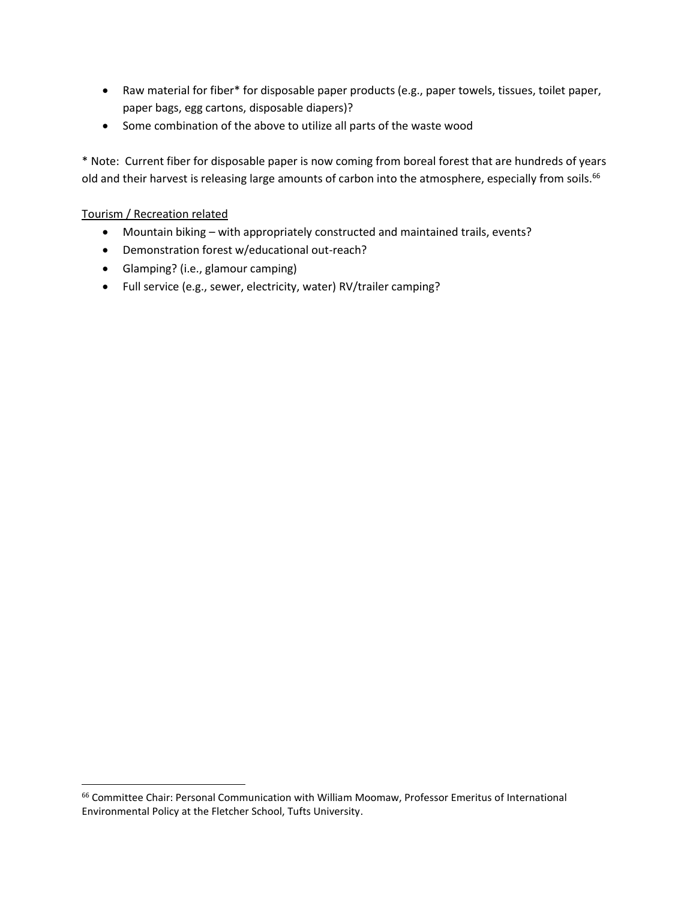- Raw material for fiber* for disposable paper products (e.g., paper towels, tissues, toilet paper, paper bags, egg cartons, disposable diapers)?
- Some combination of the above to utilize all parts of the waste wood

* Note: Current fiber for disposable paper is now coming from boreal forest that are hundreds of years old and their harvest is releasing large amounts of carbon into the atmosphere, especially from soils.[66]

<u>Tourism / Recreation related</u>

- Mountain biking – with appropriately constructed and maintained trails, events?
- Demonstration forest w/educational out-reach?
- Glamping? (i.e., glamour camping)
- Full service (e.g., sewer, electricity, water) RV/trailer camping?

---

[66] Committee Chair: Personal Communication with William Moomaw, Professor Emeritus of International Environmental Policy at the Fletcher School, Tufts University.